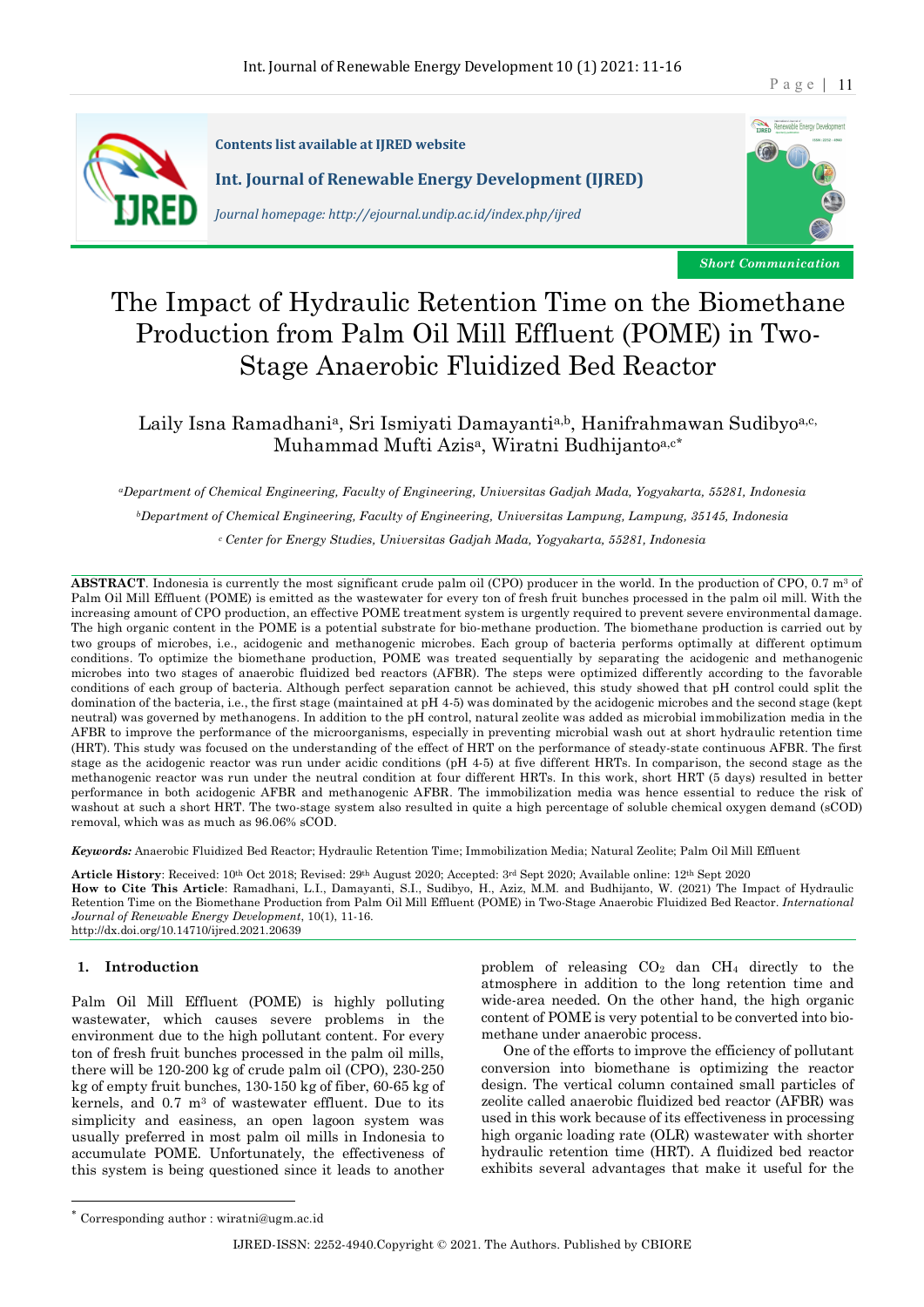Contents list available at IJRED website

**Int. Journal of Renewable Energy Development (IJRED)**

*Journal homepage: http://ejournal.undip.ac.id/index.php/ijred*

***Short Communication***

# The Impact of Hydraulic Retention Time on the Biomethane Production from Palm Oil Mill Effluent (POME) in Two-Stage Anaerobic Fluidized Bed Reactor

Laily Isna Ramadhani[a], Sri Ismiyati Damayanti[a,b], Hanifrahmawan Sudibyo[a,c], Muhammad Mufti Azis[a], Wiratni Budhijanto[a,c*]

[a]*Department of Chemical Engineering, Faculty of Engineering, Universitas Gadjah Mada, Yogyakarta, 55281, Indonesia*

[b]*Department of Chemical Engineering, Faculty of Engineering, Universitas Lampung, Lampung, 35145, Indonesia*

[c] *Center for Energy Studies, Universitas Gadjah Mada, Yogyakarta, 55281, Indonesia*

**ABSTRACT**. Indonesia is currently the most significant crude palm oil (CPO) producer in the world. In the production of CPO, 0.7 $m^3$ of Palm Oil Mill Effluent (POME) is emitted as the wastewater for every ton of fresh fruit bunches processed in the palm oil mill. With the increasing amount of CPO production, an effective POME treatment system is urgently required to prevent severe environmental damage. The high organic content in the POME is a potential substrate for bio-methane production. The biomethane production is carried out by two groups of microbes, i.e., acidogenic and methanogenic microbes. Each group of bacteria performs optimally at different optimum conditions. To optimize the biomethane production, POME was treated sequentially by separating the acidogenic and methanogenic microbes into two stages of anaerobic fluidized bed reactors (AFBR). The steps were optimized differently according to the favorable conditions of each group of bacteria. Although perfect separation cannot be achieved, this study showed that pH control could split the domination of the bacteria, i.e., the first stage (maintained at pH 4-5) was dominated by the acidogenic microbes and the second stage (kept neutral) was governed by methanogens. In addition to the pH control, natural zeolite was added as microbial immobilization media in the AFBR to improve the performance of the microorganisms, especially in preventing microbial wash out at short hydraulic retention time (HRT). This study was focused on the understanding of the effect of HRT on the performance of steady-state continuous AFBR. The first stage as the acidogenic reactor was run under acidic conditions (pH 4-5) at five different HRTs. In comparison, the second stage as the methanogenic reactor was run under the neutral condition at four different HRTs. In this work, short HRT (5 days) resulted in better performance in both acidogenic AFBR and methanogenic AFBR. The immobilization media was hence essential to reduce the risk of washout at such a short HRT. The two-stage system also resulted in quite a high percentage of soluble chemical oxygen demand (sCOD) removal, which was as much as 96.06% sCOD.

***Keywords:*** Anaerobic Fluidized Bed Reactor; Hydraulic Retention Time; Immobilization Media; Natural Zeolite; Palm Oil Mill Effluent

**Article History**: Received: 10th Oct 2018; Revised: 29th August 2020; Accepted: 3rd Sept 2020; Available online: 12th Sept 2020
**How to Cite This Article**: Ramadhani, L.I., Damayanti, S.I., Sudibyo, H., Aziz, M.M. and Budhijanto, W. (2021) The Impact of Hydraulic Retention Time on the Biomethane Production from Palm Oil Mill Effluent (POME) in Two-Stage Anaerobic Fluidized Bed Reactor. *International Journal of Renewable Energy Development*, 10(1), 11-16.
http://dx.doi.org/10.14710/ijred.2021.20639

## 1. Introduction

Palm Oil Mill Effluent (POME) is highly polluting wastewater, which causes severe problems in the environment due to the high pollutant content. For every ton of fresh fruit bunches processed in the palm oil mills, there will be 120-200 kg of crude palm oil (CPO), 230-250 kg of empty fruit bunches, 130-150 kg of fiber, 60-65 kg of kernels, and 0.7 $m^3$ of wastewater effluent. Due to its simplicity and easiness, an open lagoon system was usually preferred in most palm oil mills in Indonesia to accumulate POME. Unfortunately, the effectiveness of this system is being questioned since it leads to another problem of releasing $CO_2$ dan $CH_4$ directly to the atmosphere in addition to the long retention time and wide-area needed. On the other hand, the high organic content of POME is very potential to be converted into bio-methane under anaerobic process.

One of the efforts to improve the efficiency of pollutant conversion into biomethane is optimizing the reactor design. The vertical column contained small particles of zeolite called anaerobic fluidized bed reactor (AFBR) was used in this work because of its effectiveness in processing high organic loading rate (OLR) wastewater with shorter hydraulic retention time (HRT). A fluidized bed reactor exhibits several advantages that make it useful for the

[*] Corresponding author : wiratni@ugm.ac.id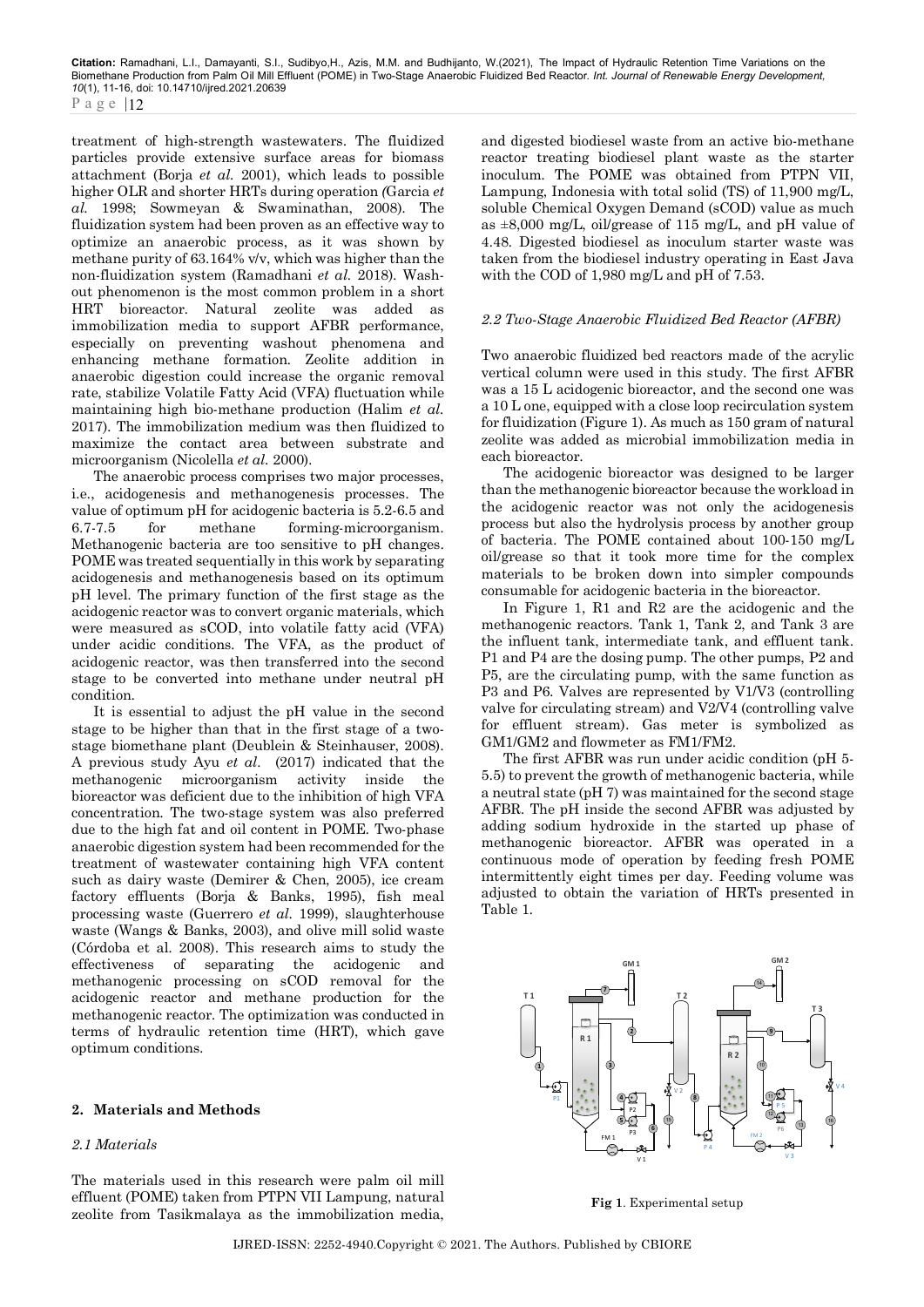treatment of high-strength wastewaters. The fluidized particles provide extensive surface areas for biomass attachment (Borja *et al.* 2001), which leads to possible higher OLR and shorter HRTs during operation (Garcia *et al.* 1998; Sowmeyan & Swaminathan, 2008). The fluidization system had been proven as an effective way to optimize an anaerobic process, as it was shown by methane purity of 63.164% v/v, which was higher than the non-fluidization system (Ramadhani *et al.* 2018). Wash-out phenomenon is the most common problem in a short HRT bioreactor. Natural zeolite was added as immobilization media to support AFBR performance, especially on preventing washout phenomena and enhancing methane formation. Zeolite addition in anaerobic digestion could increase the organic removal rate, stabilize Volatile Fatty Acid (VFA) fluctuation while maintaining high bio-methane production (Halim *et al.* 2017). The immobilization medium was then fluidized to maximize the contact area between substrate and microorganism (Nicolella *et al.* 2000).

The anaerobic process comprises two major processes, i.e., acidogenesis and methanogenesis processes. The value of optimum pH for acidogenic bacteria is 5.2-6.5 and 6.7-7.5 for methane forming-microorganism. Methanogenic bacteria are too sensitive to pH changes. POME was treated sequentially in this work by separating acidogenesis and methanogenesis based on its optimum pH level. The primary function of the first stage as the acidogenic reactor was to convert organic materials, which were measured as sCOD, into volatile fatty acid (VFA) under acidic conditions. The VFA, as the product of acidogenic reactor, was then transferred into the second stage to be converted into methane under neutral pH condition.

It is essential to adjust the pH value in the second stage to be higher than that in the first stage of a two-stage biomethane plant (Deublein & Steinhauser, 2008). A previous study Ayu *et al.* (2017) indicated that the methanogenic microorganism activity inside the bioreactor was deficient due to the inhibition of high VFA concentration. The two-stage system was also preferred due to the high fat and oil content in POME. Two-phase anaerobic digestion system had been recommended for the treatment of wastewater containing high VFA content such as dairy waste (Demirer & Chen, 2005), ice cream factory effluents (Borja & Banks, 1995), fish meal processing waste (Guerrero *et al.* 1999), slaughterhouse waste (Wangs & Banks, 2003), and olive mill solid waste (Córdoba et al. 2008). This research aims to study the effectiveness of separating the acidogenic and methanogenic processing on sCOD removal for the acidogenic reactor and methane production for the methanogenic reactor. The optimization was conducted in terms of hydraulic retention time (HRT), which gave optimum conditions.

## 2. Materials and Methods

### *2.1 Materials*

The materials used in this research were palm oil mill effluent (POME) taken from PTPN VII Lampung, natural zeolite from Tasikmalaya as the immobilization media, and digested biodiesel waste from an active bio-methane reactor treating biodiesel plant waste as the starter inoculum. The POME was obtained from PTPN VII, Lampung, Indonesia with total solid (TS) of 11,900 mg/L, soluble Chemical Oxygen Demand (sCOD) value as much as ±8,000 mg/L, oil/grease of 115 mg/L, and pH value of 4.48. Digested biodiesel as inoculum starter waste was taken from the biodiesel industry operating in East Java with the COD of 1,980 mg/L and pH of 7.53.

### *2.2 Two-Stage Anaerobic Fluidized Bed Reactor (AFBR)*

Two anaerobic fluidized bed reactors made of the acrylic vertical column were used in this study. The first AFBR was a 15 L acidogenic bioreactor, and the second one was a 10 L one, equipped with a close loop recirculation system for fluidization (Figure 1). As much as 150 gram of natural zeolite was added as microbial immobilization media in each bioreactor.

The acidogenic bioreactor was designed to be larger than the methanogenic bioreactor because the workload in the acidogenic reactor was not only the acidogenesis process but also the hydrolysis process by another group of bacteria. The POME contained about 100-150 mg/L oil/grease so that it took more time for the complex materials to be broken down into simpler compounds consumable for acidogenic bacteria in the bioreactor.

In Figure 1, R1 and R2 are the acidogenic and the methanogenic reactors. Tank 1, Tank 2, and Tank 3 are the influent tank, intermediate tank, and effluent tank. P1 and P4 are the dosing pump. The other pumps, P2 and P5, are the circulating pump, with the same function as P3 and P6. Valves are represented by V1/V3 (controlling valve for circulating stream) and V2/V4 (controlling valve for effluent stream). Gas meter is symbolized as GM1/GM2 and flowmeter as FM1/FM2.

The first AFBR was run under acidic condition (pH 5-5.5) to prevent the growth of methanogenic bacteria, while a neutral state (pH 7) was maintained for the second stage AFBR. The pH inside the second AFBR was adjusted by adding sodium hydroxide in the started up phase of methanogenic bioreactor. AFBR was operated in a continuous mode of operation by feeding fresh POME intermittently eight times per day. Feeding volume was adjusted to obtain the variation of HRTs presented in Table 1.

**Fig 1**. Experimental setup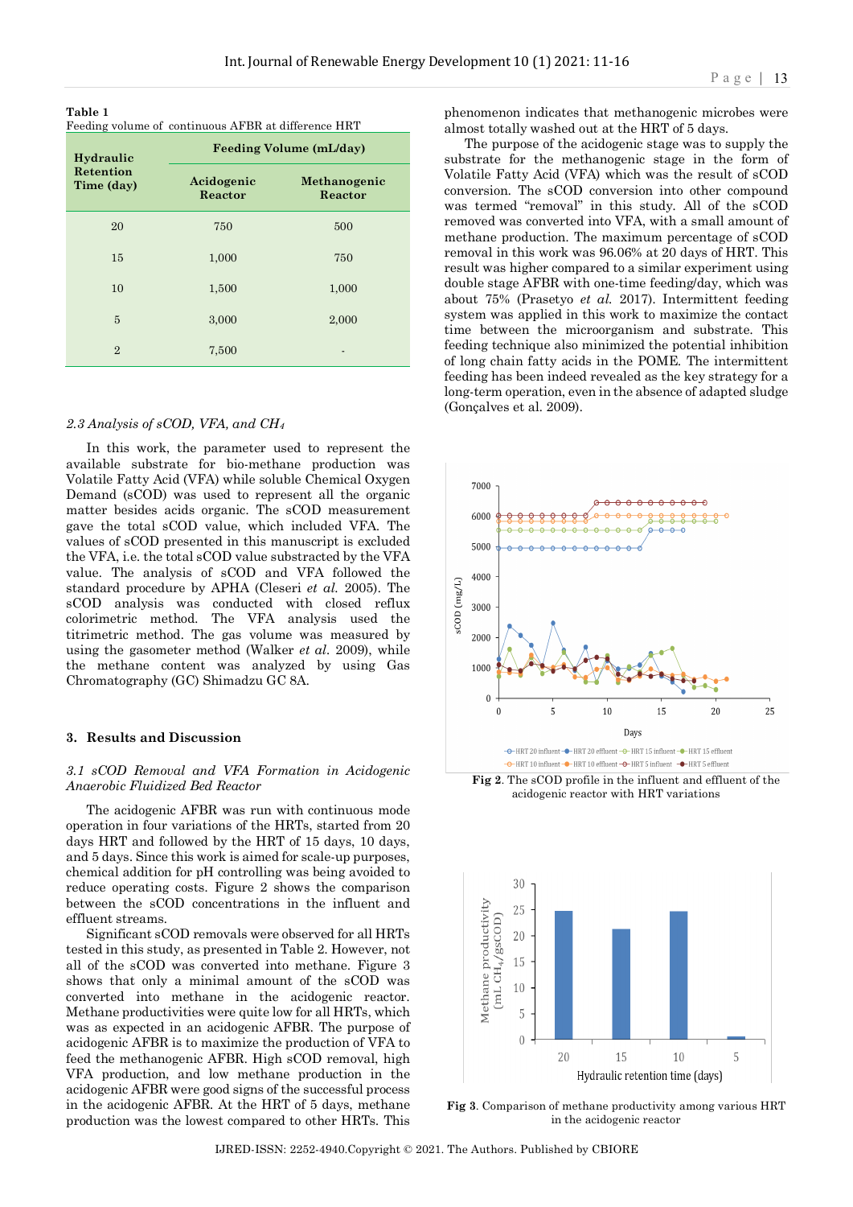**Table 1**
Feeding volume of continuous AFBR at difference HRT

| Hydraulic Retention Time (day) | Feeding Volume (mL/day) | |
|---|---|---|
| | Acidogenic Reactor | Methanogenic Reactor |
| 20 | 750 | 500 |
| 15 | 1,000 | 750 |
| 10 | 1,500 | 1,000 |
| 5 | 3,000 | 2,000 |
| 2 | 7,500 | - |

### 2.3 Analysis of sCOD, VFA, and $CH_4$

In this work, the parameter used to represent the available substrate for bio-methane production was Volatile Fatty Acid (VFA) while soluble Chemical Oxygen Demand (sCOD) was used to represent all the organic matter besides acids organic. The sCOD measurement gave the total sCOD value, which included VFA. The values of sCOD presented in this manuscript is excluded the VFA, i.e. the total sCOD value substracted by the VFA value. The analysis of sCOD and VFA followed the standard procedure by APHA (Cleseri *et al.* 2005). The sCOD analysis was conducted with closed reflux colorimetric method. The VFA analysis used the titrimetric method. The gas volume was measured by using the gasometer method (Walker *et al.* 2009), while the methane content was analyzed by using Gas Chromatography (GC) Shimadzu GC 8A.

## 3. Results and Discussion

### 3.1 sCOD Removal and VFA Formation in Acidogenic Anaerobic Fluidized Bed Reactor

The acidogenic AFBR was run with continuous mode operation in four variations of the HRTs, started from 20 days HRT and followed by the HRT of 15 days, 10 days, and 5 days. Since this work is aimed for scale-up purposes, chemical addition for pH controlling was being avoided to reduce operating costs. Figure 2 shows the comparison between the sCOD concentrations in the influent and effluent streams.

Significant sCOD removals were observed for all HRTs tested in this study, as presented in Table 2. However, not all of the sCOD was converted into methane. Figure 3 shows that only a minimal amount of the sCOD was converted into methane in the acidogenic reactor. Methane productivities were quite low for all HRTs, which was as expected in an acidogenic AFBR. The purpose of acidogenic AFBR is to maximize the production of VFA to feed the methanogenic AFBR. High sCOD removal, high VFA production, and low methane production in the acidogenic AFBR were good signs of the successful process in the acidogenic AFBR. At the HRT of 5 days, methane production was the lowest compared to other HRTs. This phenomenon indicates that methanogenic microbes were almost totally washed out at the HRT of 5 days.

The purpose of the acidogenic stage was to supply the substrate for the methanogenic stage in the form of Volatile Fatty Acid (VFA) which was the result of sCOD conversion. The sCOD conversion into other compound was termed "removal" in this study. All of the sCOD removed was converted into VFA, with a small amount of methane production. The maximum percentage of sCOD removal in this work was 96.06% at 20 days of HRT. This result was higher compared to a similar experiment using double stage AFBR with one-time feeding/day, which was about 75% (Prasetyo *et al.* 2017). Intermittent feeding system was applied in this work to maximize the contact time between the microorganism and substrate. This feeding technique also minimized the potential inhibition of long chain fatty acids in the POME. The intermittent feeding has been indeed revealed as the key strategy for a long-term operation, even in the absence of adapted sludge (Gonçalves et al. 2009).

**Fig 2**. The sCOD profile in the influent and effluent of the acidogenic reactor with HRT variations

**Fig 3**. Comparison of methane productivity among various HRT in the acidogenic reactor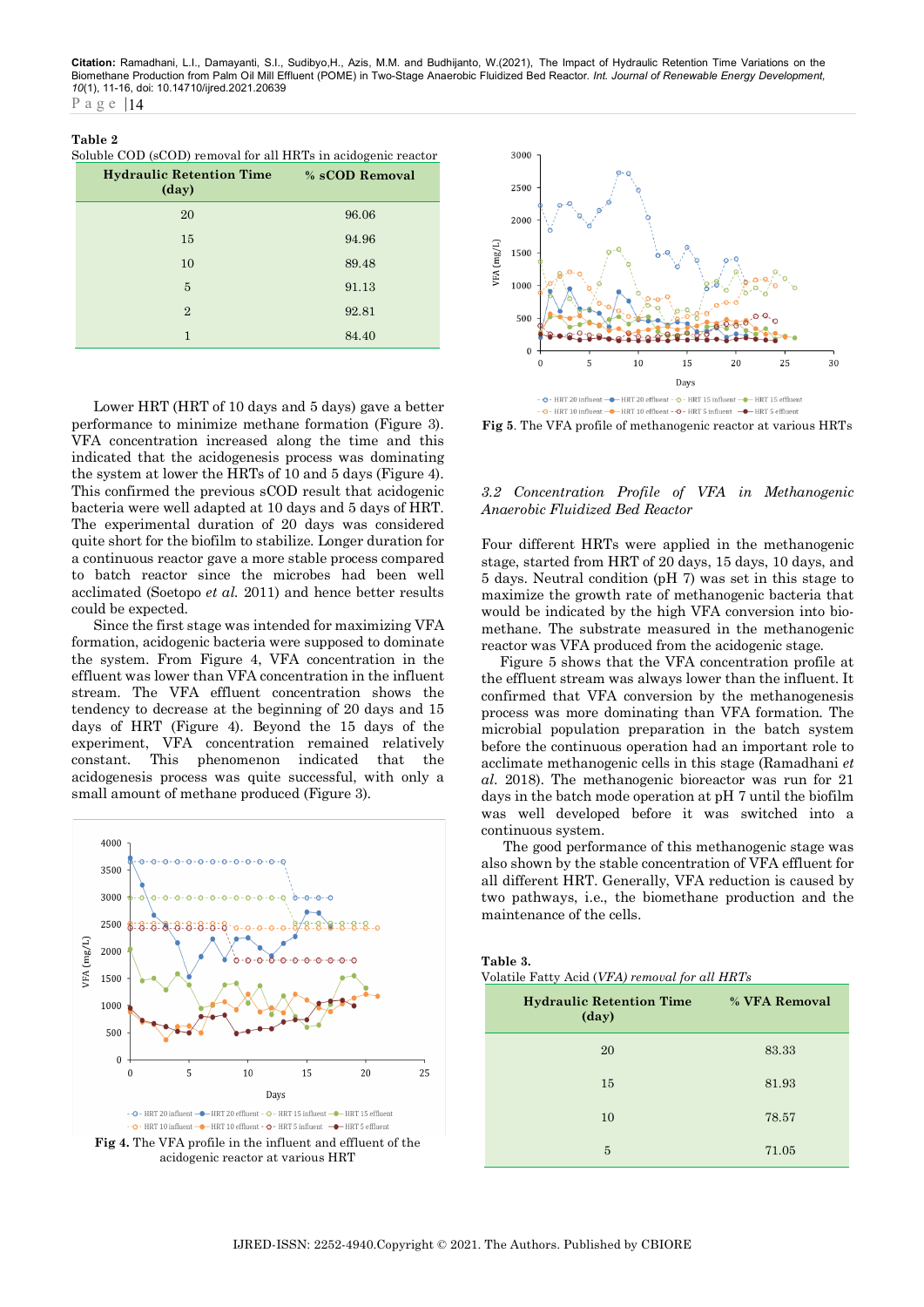**Table 2**
Soluble COD (sCOD) removal for all HRTs in acidogenic reactor

| Hydraulic Retention Time (day) | % sCOD Removal |
|---|---|
| 20 | 96.06 |
| 15 | 94.96 |
| 10 | 89.48 |
| 5 | 91.13 |
| 2 | 92.81 |
| 1 | 84.40 |

Lower HRT (HRT of 10 days and 5 days) gave a better performance to minimize methane formation (Figure 3). VFA concentration increased along the time and this indicated that the acidogenesis process was dominating the system at lower the HRTs of 10 and 5 days (Figure 4). This confirmed the previous sCOD result that acidogenic bacteria were well adapted at 10 days and 5 days of HRT. The experimental duration of 20 days was considered quite short for the biofilm to stabilize. Longer duration for a continuous reactor gave a more stable process compared to batch reactor since the microbes had been well acclimated (Soetopo *et al.* 2011) and hence better results could be expected.

Since the first stage was intended for maximizing VFA formation, acidogenic bacteria were supposed to dominate the system. From Figure 4, VFA concentration in the effluent was lower than VFA concentration in the influent stream. The VFA effluent concentration shows the tendency to decrease at the beginning of 20 days and 15 days of HRT (Figure 4). Beyond the 15 days of the experiment, VFA concentration remained relatively constant. This phenomenon indicated that the acidogenesis process was quite successful, with only a small amount of methane produced (Figure 3).

**Fig 4.** The VFA profile in the influent and effluent of the acidogenic reactor at various HRT

**Fig 5**. The VFA profile of methanogenic reactor at various HRTs

### *3.2 Concentration Profile of VFA in Methanogenic Anaerobic Fluidized Bed Reactor*

Four different HRTs were applied in the methanogenic stage, started from HRT of 20 days, 15 days, 10 days, and 5 days. Neutral condition (pH 7) was set in this stage to maximize the growth rate of methanogenic bacteria that would be indicated by the high VFA conversion into bio-methane. The substrate measured in the methanogenic reactor was VFA produced from the acidogenic stage.

Figure 5 shows that the VFA concentration profile at the effluent stream was always lower than the influent. It confirmed that VFA conversion by the methanogenesis process was more dominating than VFA formation. The microbial population preparation in the batch system before the continuous operation had an important role to acclimate methanogenic cells in this stage (Ramadhani *et al.* 2018). The methanogenic bioreactor was run for 21 days in the batch mode operation at pH 7 until the biofilm was well developed before it was switched into a continuous system.

The good performance of this methanogenic stage was also shown by the stable concentration of VFA effluent for all different HRT. Generally, VFA reduction is caused by two pathways, i.e., the biomethane production and the maintenance of the cells.

**Table 3.**
Volatile Fatty Acid (*VFA) removal for all HRTs*

| Hydraulic Retention Time (day) | % VFA Removal |
|---|---|
| 20 | 83.33 |
| 15 | 81.93 |
| 10 | 78.57 |
| 5 | 71.05 |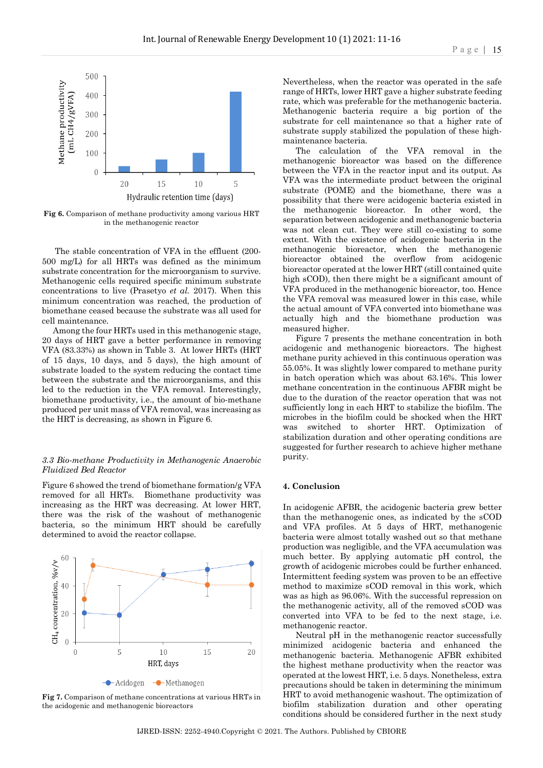Fig 6. Comparison of methane productivity among various HRT in the methanogenic reactor

The stable concentration of VFA in the effluent (200-500 mg/L) for all HRTs were defined as the minimum substrate concentration for the microorganism to survive. Methanogenic cells required specific minimum substrate concentrations to live (Prasetyo *et al.* 2017). When this minimum concentration was reached, the production of biomethane ceased because the substrate was all used for cell maintenance.

Among the four HRTs used in this methanogenic stage, 20 days of HRT gave a better performance in removing VFA (83.33%) as shown in Table 3. At lower HRTs (HRT of 15 days, 10 days, and 5 days), the high amount of substrate loaded to the system reducing the contact time between the substrate and the microorganisms, and this led to the reduction in the VFA removal. Interestingly, biomethane productivity, i.e., the amount of bio-methane produced per unit mass of VFA removal, was increasing as the HRT is decreasing, as shown in Figure 6.

### *3.3 Bio-methane Productivity in Methanogenic Anaerobic Fluidized Bed Reactor*

Figure 6 showed the trend of biomethane formation/g VFA removed for all HRTs. Biomethane productivity was increasing as the HRT was decreasing. At lower HRT, there was the risk of the washout of methanogenic bacteria, so the minimum HRT should be carefully determined to avoid the reactor collapse.

Fig 7. Comparison of methane concentrations at various HRTs in the acidogenic and methanogenic bioreactors

Nevertheless, when the reactor was operated in the safe range of HRTs, lower HRT gave a higher substrate feeding rate, which was preferable for the methanogenic bacteria. Methanogenic bacteria require a big portion of the substrate for cell maintenance so that a higher rate of substrate supply stabilized the population of these high-maintenance bacteria.

The calculation of the VFA removal in the methanogenic bioreactor was based on the difference between the VFA in the reactor input and its output. As VFA was the intermediate product between the original substrate (POME) and the biomethane, there was a possibility that there were acidogenic bacteria existed in the methanogenic bioreactor. In other word, the separation between acidogenic and methanogenic bacteria was not clean cut. They were still co-existing to some extent. With the existence of acidogenic bacteria in the methanogenic bioreactor, when the methanogenic bioreactor obtained the overflow from acidogenic bioreactor operated at the lower HRT (still contained quite high sCOD), then there might be a significant amount of VFA produced in the methanogenic bioreactor, too. Hence the VFA removal was measured lower in this case, while the actual amount of VFA converted into biomethane was actually high and the biomethane production was measured higher.

Figure 7 presents the methane concentration in both acidogenic and methanogenic bioreactors. The highest methane purity achieved in this continuous operation was 55.05%. It was slightly lower compared to methane purity in batch operation which was about 63.16%. This lower methane concentration in the continuous AFBR might be due to the duration of the reactor operation that was not sufficiently long in each HRT to stabilize the biofilm. The microbes in the biofilm could be shocked when the HRT was switched to shorter HRT. Optimization of stabilization duration and other operating conditions are suggested for further research to achieve higher methane purity.

## 4. Conclusion

In acidogenic AFBR, the acidogenic bacteria grew better than the methanogenic ones, as indicated by the sCOD and VFA profiles. At 5 days of HRT, methanogenic bacteria were almost totally washed out so that methane production was negligible, and the VFA accumulation was much better. By applying automatic pH control, the growth of acidogenic microbes could be further enhanced. Intermittent feeding system was proven to be an effective method to maximize sCOD removal in this work, which was as high as 96.06%. With the successful repression on the methanogenic activity, all of the removed sCOD was converted into VFA to be fed to the next stage, i.e. methanogenic reactor.

Neutral pH in the methanogenic reactor successfully minimized acidogenic bacteria and enhanced the methanogenic bacteria. Methanogenic AFBR exhibited the highest methane productivity when the reactor was operated at the lowest HRT, i.e. 5 days. Nonetheless, extra precautions should be taken in determining the minimum HRT to avoid methanogenic washout. The optimization of biofilm stabilization duration and other operating conditions should be considered further in the next study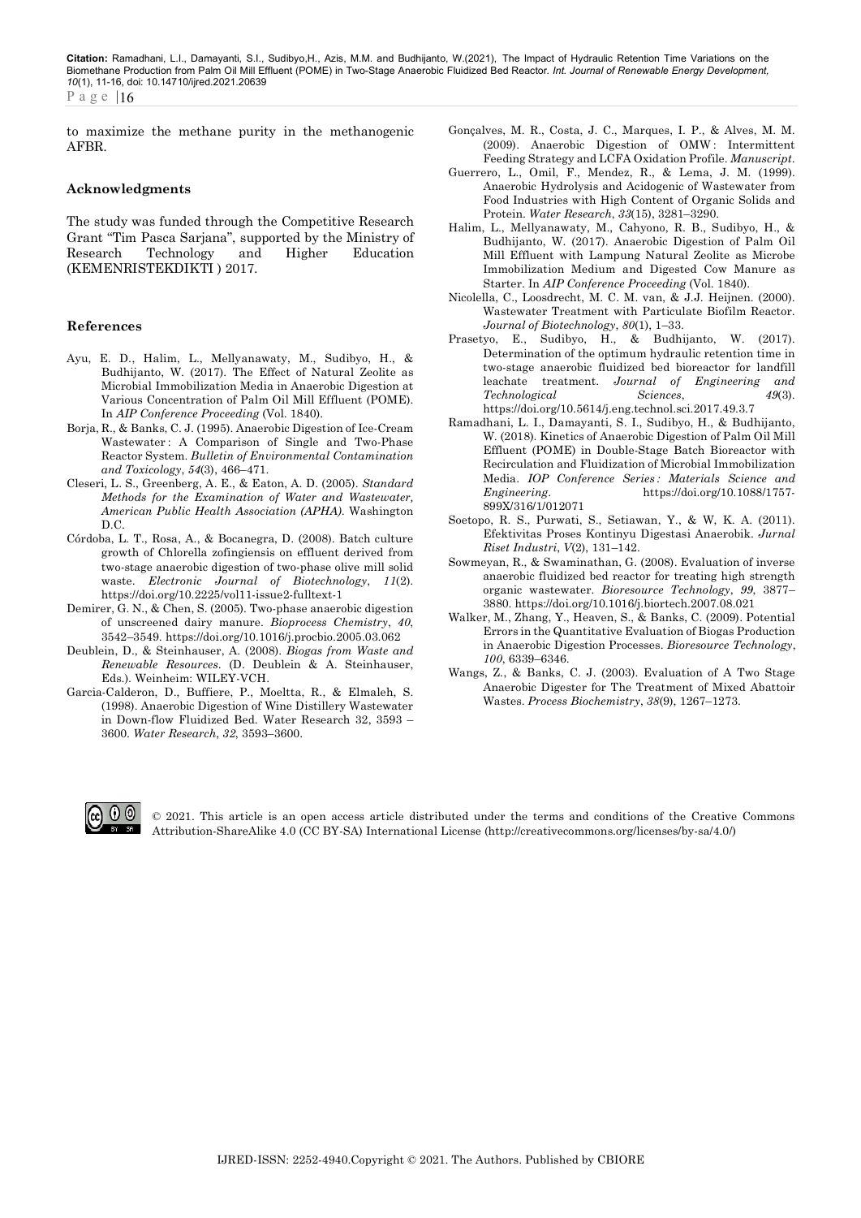to maximize the methane purity in the methanogenic AFBR.

#### Acknowledgments

The study was funded through the Competitive Research Grant "Tim Pasca Sarjana", supported by the Ministry of Research Technology and Higher Education (KEMENRISTEKDIKTI ) 2017.

#### References

Ayu, E. D., Halim, L., Mellyanawaty, M., Sudibyo, H., & Budhijanto, W. (2017). The Effect of Natural Zeolite as Microbial Immobilization Media in Anaerobic Digestion at Various Concentration of Palm Oil Mill Effluent (POME). In *AIP Conference Proceeding* (Vol. 1840).

Borja, R., & Banks, C. J. (1995). Anaerobic Digestion of Ice-Cream Wastewater : A Comparison of Single and Two-Phase Reactor System. *Bulletin of Environmental Contamination and Toxicology*, *54*(3), 466–471.

Cleseri, L. S., Greenberg, A. E., & Eaton, A. D. (2005). *Standard Methods for the Examination of Water and Wastewater, American Public Health Association (APHA)*. Washington D.C.

Córdoba, L. T., Rosa, A., & Bocanegra, D. (2008). Batch culture growth of Chlorella zofingiensis on effluent derived from two-stage anaerobic digestion of two-phase olive mill solid waste. *Electronic Journal of Biotechnology*, *11*(2). https://doi.org/10.2225/vol11-issue2-fulltext-1

Demirer, G. N., & Chen, S. (2005). Two-phase anaerobic digestion of unscreened dairy manure. *Bioprocess Chemistry*, *40*, 3542–3549. https://doi.org/10.1016/j.procbio.2005.03.062

Deublein, D., & Steinhauser, A. (2008). *Biogas from Waste and Renewable Resources*. (D. Deublein & A. Steinhauser, Eds.). Weinheim: WILEY-VCH.

Garcia-Calderon, D., Buffiere, P., Moeltta, R., & Elmaleh, S. (1998). Anaerobic Digestion of Wine Distillery Wastewater in Down-flow Fluidized Bed. Water Research 32, 3593 – 3600. *Water Research*, *32*, 3593–3600.

Gonçalves, M. R., Costa, J. C., Marques, I. P., & Alves, M. M. (2009). Anaerobic Digestion of OMW : Intermittent Feeding Strategy and LCFA Oxidation Profile. *Manuscript*.

Guerrero, L., Omil, F., Mendez, R., & Lema, J. M. (1999). Anaerobic Hydrolysis and Acidogenic of Wastewater from Food Industries with High Content of Organic Solids and Protein. *Water Research*, *33*(15), 3281–3290.

Halim, L., Mellyanawaty, M., Cahyono, R. B., Sudibyo, H., & Budhijanto, W. (2017). Anaerobic Digestion of Palm Oil Mill Effluent with Lampung Natural Zeolite as Microbe Immobilization Medium and Digested Cow Manure as Starter. In *AIP Conference Proceeding* (Vol. 1840).

Nicolella, C., Loosdrecht, M. C. M. van, & J.J. Heijnen. (2000). Wastewater Treatment with Particulate Biofilm Reactor. *Journal of Biotechnology*, *80*(1), 1–33.

Prasetyo, E., Sudibyo, H., & Budhijanto, W. (2017). Determination of the optimum hydraulic retention time in two-stage anaerobic fluidized bed bioreactor for landfill leachate treatment. *Journal of Engineering and Technological Sciences*, *49*(3). https://doi.org/10.5614/j.eng.technol.sci.2017.49.3.7

Ramadhani, L. I., Damayanti, S. I., Sudibyo, H., & Budhijanto, W. (2018). Kinetics of Anaerobic Digestion of Palm Oil Mill Effluent (POME) in Double-Stage Batch Bioreactor with Recirculation and Fluidization of Microbial Immobilization Media. *IOP Conference Series : Materials Science and Engineering*. https://doi.org/10.1088/1757-899X/316/1/012071

Soetopo, R. S., Purwati, S., Setiawan, Y., & W, K. A. (2011). Efektivitas Proses Kontinyu Digestasi Anaerobik. *Jurnal Riset Industri*, *V*(2), 131–142.

Sowmeyan, R., & Swaminathan, G. (2008). Evaluation of inverse anaerobic fluidized bed reactor for treating high strength organic wastewater. *Bioresource Technology*, *99*, 3877–3880. https://doi.org/10.1016/j.biortech.2007.08.021

Walker, M., Zhang, Y., Heaven, S., & Banks, C. (2009). Potential Errors in the Quantitative Evaluation of Biogas Production in Anaerobic Digestion Processes. *Bioresource Technology*, *100*, 6339–6346.

Wangs, Z., & Banks, C. J. (2003). Evaluation of A Two Stage Anaerobic Digester for The Treatment of Mixed Abattoir Wastes. *Process Biochemistry*, *38*(9), 1267–1273.

© 2021. This article is an open access article distributed under the terms and conditions of the Creative Commons Attribution-ShareAlike 4.0 (CC BY-SA) International License (http://creativecommons.org/licenses/by-sa/4.0/)